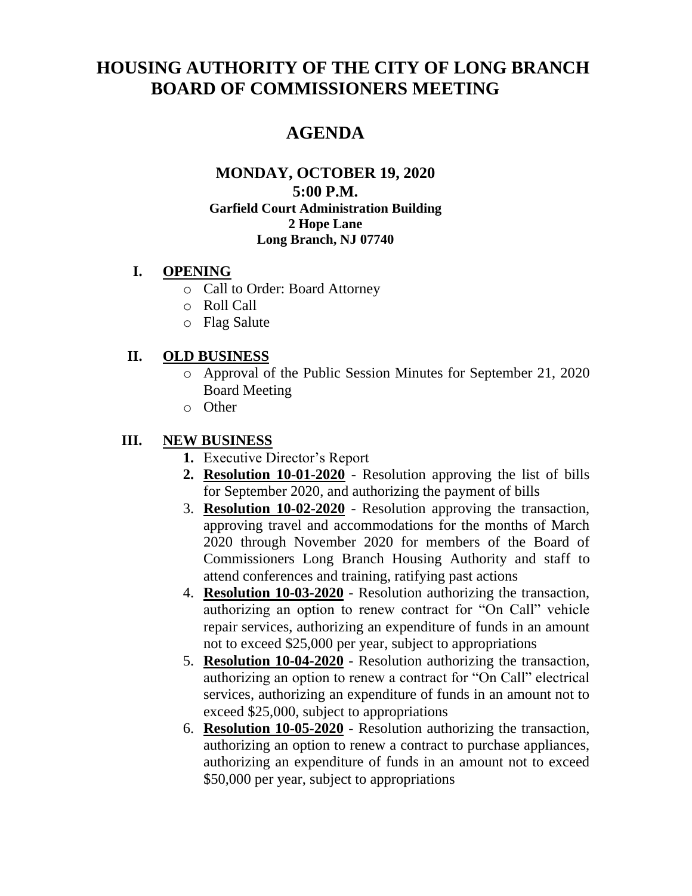# HOUSING AUTHORITY OF THE CITY OF LONG BRANCH BOARD OF COMMISSIONERS MEETING

## AGENDA

### MONDAY, OCTOBER 19, 2020
### 5:00 P.M.

**Garfield Court Administration Building**
**2 Hope Lane**
**Long Branch, NJ 07740**

**I. OPENING**

- Call to Order: Board Attorney
- Roll Call
- Flag Salute

**II. OLD BUSINESS**

- Approval of the Public Session Minutes for September 21, 2020 Board Meeting
- Other

**III. NEW BUSINESS**

1. Executive Director's Report
2. **Resolution 10-01-2020** - Resolution approving the list of bills for September 2020, and authorizing the payment of bills
3. **Resolution 10-02-2020** - Resolution approving the transaction, approving travel and accommodations for the months of March 2020 through November 2020 for members of the Board of Commissioners Long Branch Housing Authority and staff to attend conferences and training, ratifying past actions
4. **Resolution 10-03-2020** - Resolution authorizing the transaction, authorizing an option to renew contract for "On Call" vehicle repair services, authorizing an expenditure of funds in an amount not to exceed $25,000 per year, subject to appropriations
5. **Resolution 10-04-2020** - Resolution authorizing the transaction, authorizing an option to renew a contract for "On Call" electrical services, authorizing an expenditure of funds in an amount not to exceed $25,000, subject to appropriations
6. **Resolution 10-05-2020** - Resolution authorizing the transaction, authorizing an option to renew a contract to purchase appliances, authorizing an expenditure of funds in an amount not to exceed $50,000 per year, subject to appropriations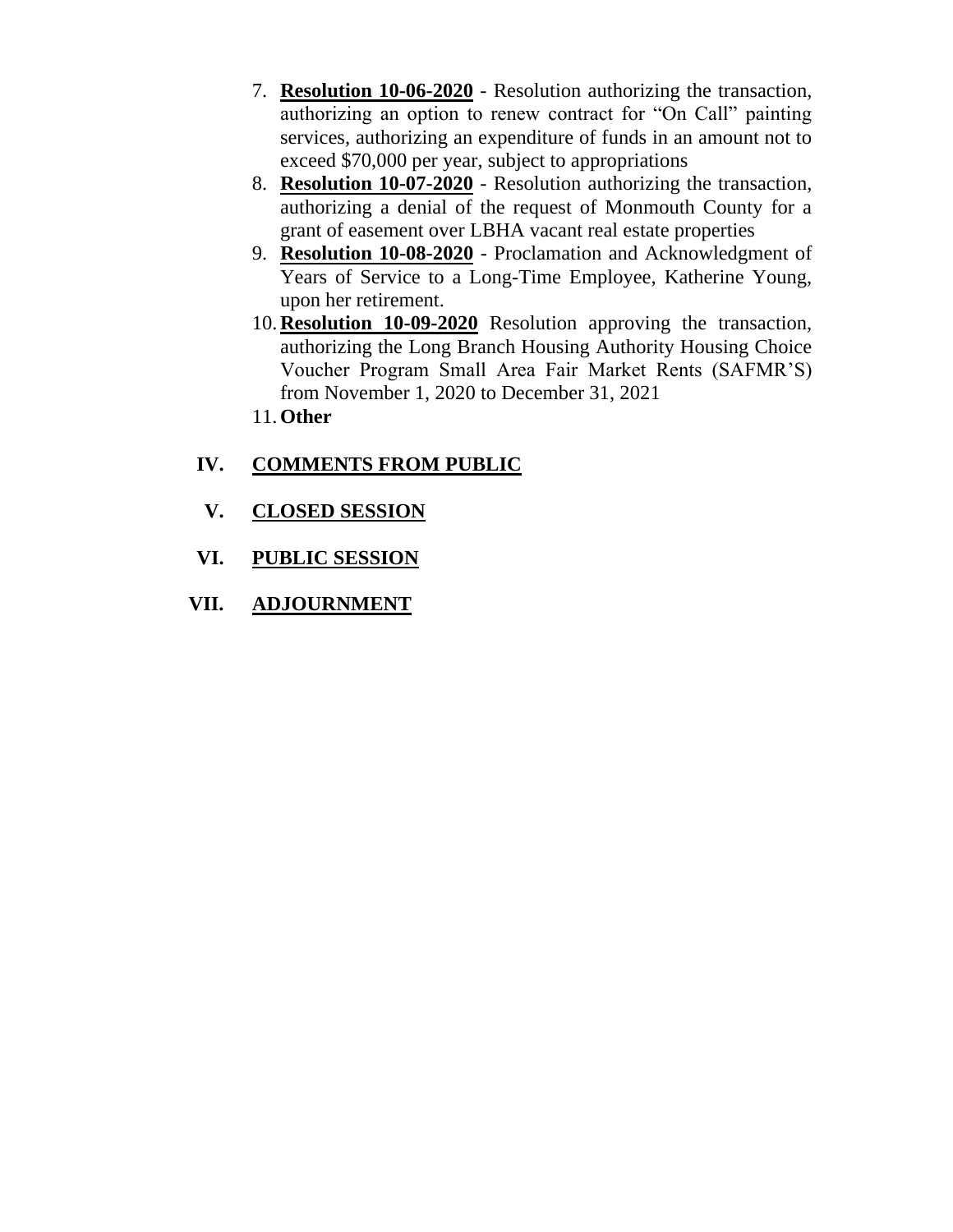7. **Resolution 10-06-2020** - Resolution authorizing the transaction, authorizing an option to renew contract for "On Call" painting services, authorizing an expenditure of funds in an amount not to exceed $70,000 per year, subject to appropriations
8. **Resolution 10-07-2020** - Resolution authorizing the transaction, authorizing a denial of the request of Monmouth County for a grant of easement over LBHA vacant real estate properties
9. **Resolution 10-08-2020** - Proclamation and Acknowledgment of Years of Service to a Long-Time Employee, Katherine Young, upon her retirement.
10. **Resolution 10-09-2020** Resolution approving the transaction, authorizing the Long Branch Housing Authority Housing Choice Voucher Program Small Area Fair Market Rents (SAFMR'S) from November 1, 2020 to December 31, 2021
11. **Other**

## IV. COMMENTS FROM PUBLIC

## V. CLOSED SESSION

## VI. PUBLIC SESSION

## VII. ADJOURNMENT